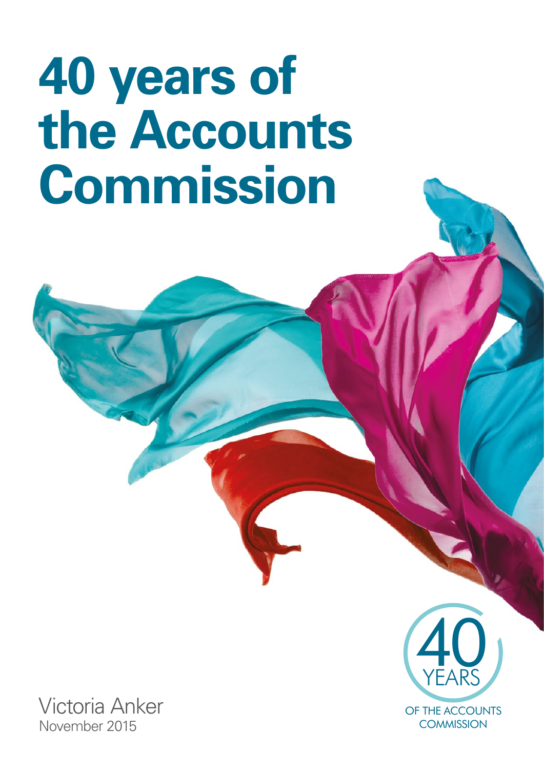# 40 years of the Accounts Commission

40 YEARS OF THE ACCOUNTS COMMISSION

Victoria Anker

November 2015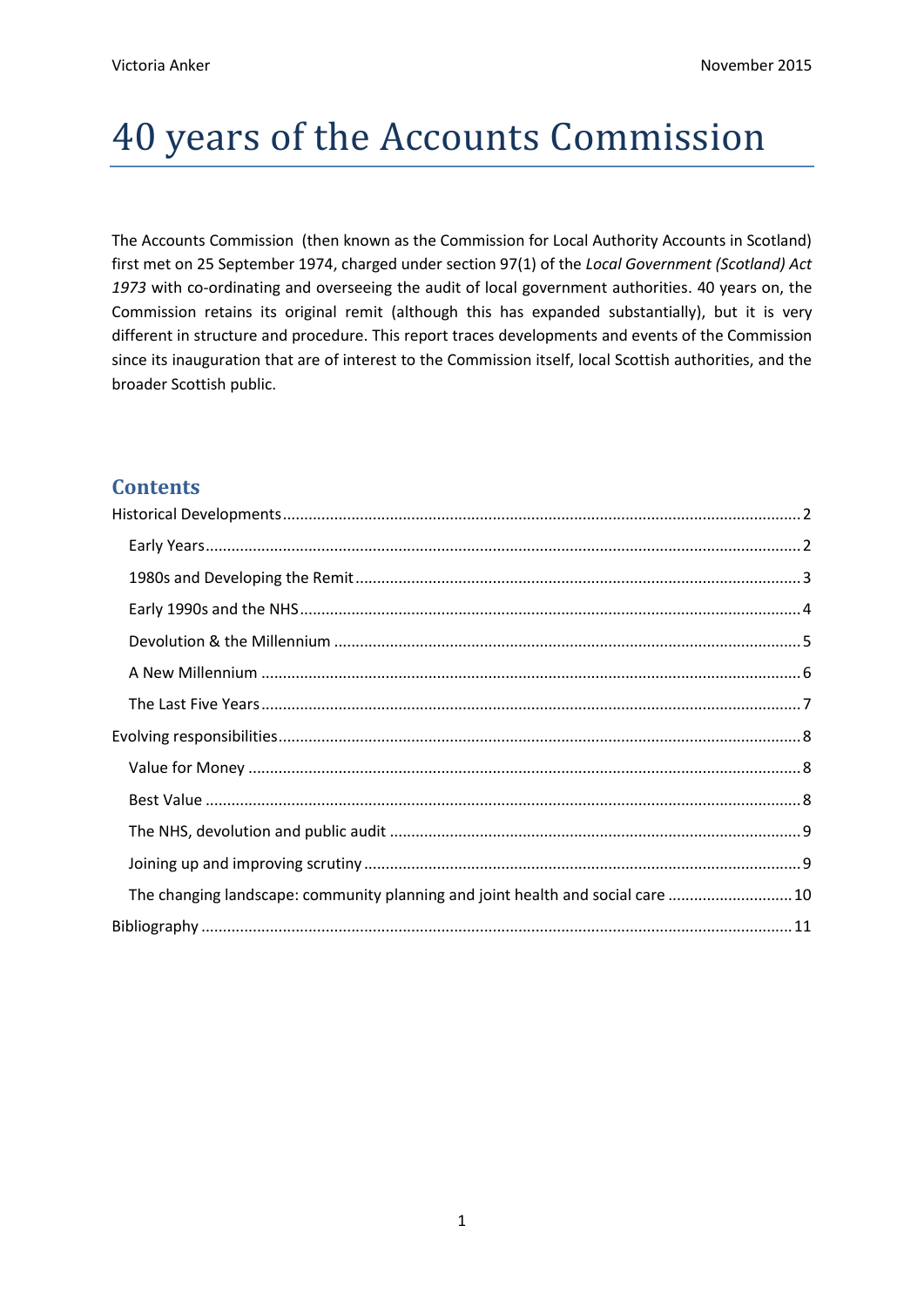# 40 years of the Accounts Commission

The Accounts Commission (then known as the Commission for Local Authority Accounts in Scotland) first met on 25 September 1974, charged under section 97(1) of the *Local Government (Scotland) Act 1973* with co-ordinating and overseeing the audit of local government authorities. 40 years on, the Commission retains its original remit (although this has expanded substantially), but it is very different in structure and procedure. This report traces developments and events of the Commission since its inauguration that are of interest to the Commission itself, local Scottish authorities, and the broader Scottish public.

## Contents

Historical Developments ..... 2

- Early Years ..... 2
- 1980s and Developing the Remit ..... 3
- Early 1990s and the NHS ..... 4
- Devolution & the Millennium ..... 5
- A New Millennium ..... 6
- The Last Five Years ..... 7

Evolving responsibilities ..... 8

- Value for Money ..... 8
- Best Value ..... 8
- The NHS, devolution and public audit ..... 9
- Joining up and improving scrutiny ..... 9
- The changing landscape: community planning and joint health and social care ..... 10

Bibliography ..... 11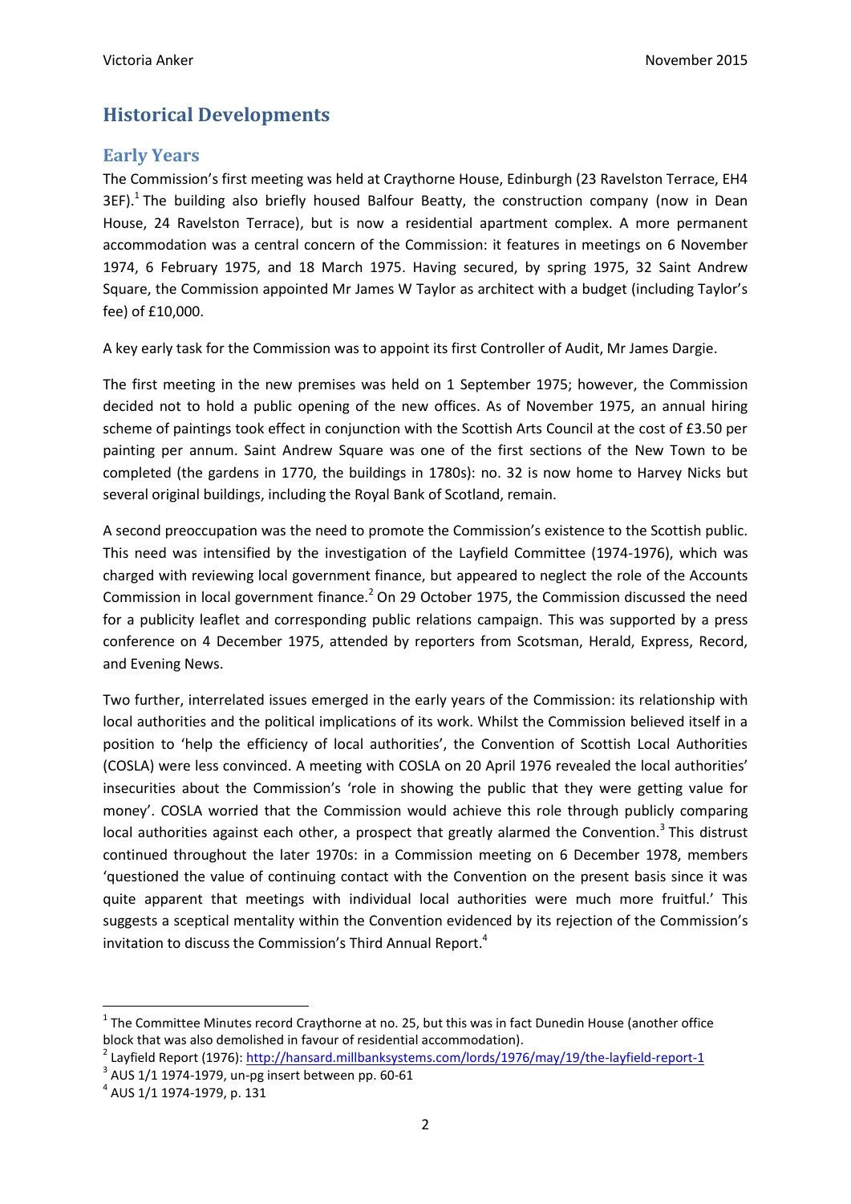## Historical Developments

### Early Years

The Commission's first meeting was held at Craythorne House, Edinburgh (23 Ravelston Terrace, EH4 3EF).[1] The building also briefly housed Balfour Beatty, the construction company (now in Dean House, 24 Ravelston Terrace), but is now a residential apartment complex. A more permanent accommodation was a central concern of the Commission: it features in meetings on 6 November 1974, 6 February 1975, and 18 March 1975. Having secured, by spring 1975, 32 Saint Andrew Square, the Commission appointed Mr James W Taylor as architect with a budget (including Taylor's fee) of £10,000.

A key early task for the Commission was to appoint its first Controller of Audit, Mr James Dargie.

The first meeting in the new premises was held on 1 September 1975; however, the Commission decided not to hold a public opening of the new offices. As of November 1975, an annual hiring scheme of paintings took effect in conjunction with the Scottish Arts Council at the cost of £3.50 per painting per annum. Saint Andrew Square was one of the first sections of the New Town to be completed (the gardens in 1770, the buildings in 1780s): no. 32 is now home to Harvey Nicks but several original buildings, including the Royal Bank of Scotland, remain.

A second preoccupation was the need to promote the Commission's existence to the Scottish public. This need was intensified by the investigation of the Layfield Committee (1974-1976), which was charged with reviewing local government finance, but appeared to neglect the role of the Accounts Commission in local government finance.[2] On 29 October 1975, the Commission discussed the need for a publicity leaflet and corresponding public relations campaign. This was supported by a press conference on 4 December 1975, attended by reporters from Scotsman, Herald, Express, Record, and Evening News.

Two further, interrelated issues emerged in the early years of the Commission: its relationship with local authorities and the political implications of its work. Whilst the Commission believed itself in a position to 'help the efficiency of local authorities', the Convention of Scottish Local Authorities (COSLA) were less convinced. A meeting with COSLA on 20 April 1976 revealed the local authorities' insecurities about the Commission's 'role in showing the public that they were getting value for money'. COSLA worried that the Commission would achieve this role through publicly comparing local authorities against each other, a prospect that greatly alarmed the Convention.[3] This distrust continued throughout the later 1970s: in a Commission meeting on 6 December 1978, members 'questioned the value of continuing contact with the Convention on the present basis since it was quite apparent that meetings with individual local authorities were much more fruitful.' This suggests a sceptical mentality within the Convention evidenced by its rejection of the Commission's invitation to discuss the Commission's Third Annual Report.[4]

---

[1] The Committee Minutes record Craythorne at no. 25, but this was in fact Dunedin House (another office block that was also demolished in favour of residential accommodation).

[2] Layfield Report (1976): http://hansard.millbanksystems.com/lords/1976/may/19/the-layfield-report-1

[3] AUS 1/1 1974-1979, un-pg insert between pp. 60-61

[4] AUS 1/1 1974-1979, p. 131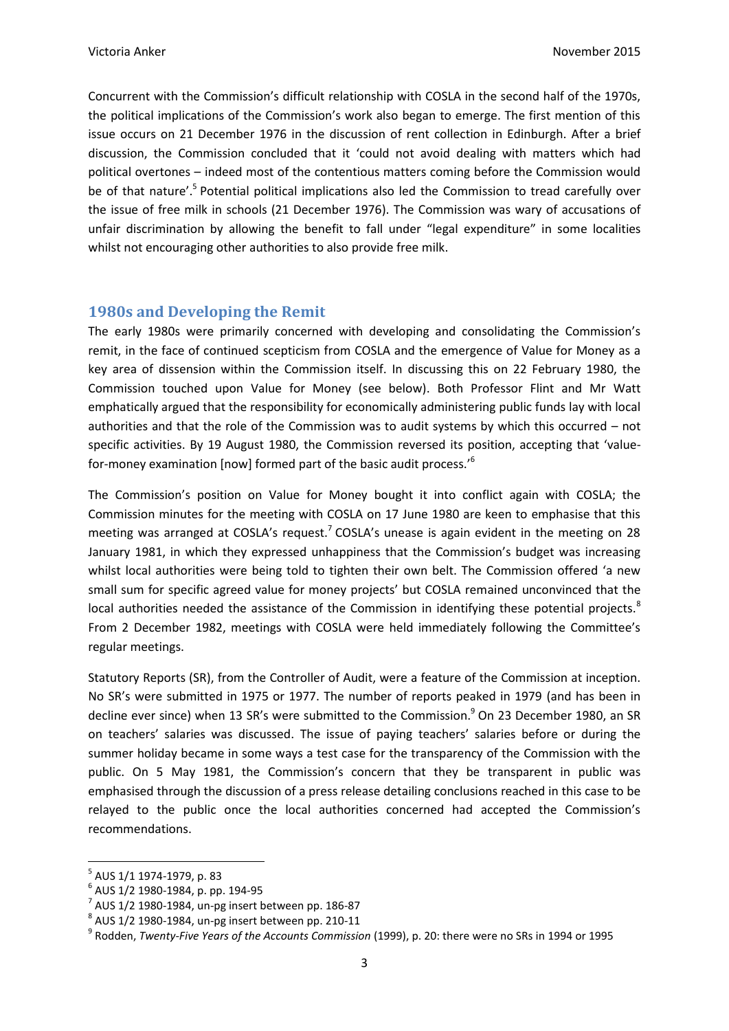Concurrent with the Commission's difficult relationship with COSLA in the second half of the 1970s, the political implications of the Commission's work also began to emerge. The first mention of this issue occurs on 21 December 1976 in the discussion of rent collection in Edinburgh. After a brief discussion, the Commission concluded that it 'could not avoid dealing with matters which had political overtones – indeed most of the contentious matters coming before the Commission would be of that nature'.[5] Potential political implications also led the Commission to tread carefully over the issue of free milk in schools (21 December 1976). The Commission was wary of accusations of unfair discrimination by allowing the benefit to fall under "legal expenditure" in some localities whilst not encouraging other authorities to also provide free milk.

## 1980s and Developing the Remit

The early 1980s were primarily concerned with developing and consolidating the Commission's remit, in the face of continued scepticism from COSLA and the emergence of Value for Money as a key area of dissension within the Commission itself. In discussing this on 22 February 1980, the Commission touched upon Value for Money (see below). Both Professor Flint and Mr Watt emphatically argued that the responsibility for economically administering public funds lay with local authorities and that the role of the Commission was to audit systems by which this occurred – not specific activities. By 19 August 1980, the Commission reversed its position, accepting that 'value-for-money examination [now] formed part of the basic audit process.'[6]

The Commission's position on Value for Money bought it into conflict again with COSLA; the Commission minutes for the meeting with COSLA on 17 June 1980 are keen to emphasise that this meeting was arranged at COSLA's request.[7] COSLA's unease is again evident in the meeting on 28 January 1981, in which they expressed unhappiness that the Commission's budget was increasing whilst local authorities were being told to tighten their own belt. The Commission offered 'a new small sum for specific agreed value for money projects' but COSLA remained unconvinced that the local authorities needed the assistance of the Commission in identifying these potential projects.[8] From 2 December 1982, meetings with COSLA were held immediately following the Committee's regular meetings.

Statutory Reports (SR), from the Controller of Audit, were a feature of the Commission at inception. No SR's were submitted in 1975 or 1977. The number of reports peaked in 1979 (and has been in decline ever since) when 13 SR's were submitted to the Commission.[9] On 23 December 1980, an SR on teachers' salaries was discussed. The issue of paying teachers' salaries before or during the summer holiday became in some ways a test case for the transparency of the Commission with the public. On 5 May 1981, the Commission's concern that they be transparent in public was emphasised through the discussion of a press release detailing conclusions reached in this case to be relayed to the public once the local authorities concerned had accepted the Commission's recommendations.

---

[5] AUS 1/1 1974-1979, p. 83

[6] AUS 1/2 1980-1984, p. pp. 194-95

[7] AUS 1/2 1980-1984, un-pg insert between pp. 186-87

[8] AUS 1/2 1980-1984, un-pg insert between pp. 210-11

[9] Rodden, *Twenty-Five Years of the Accounts Commission* (1999), p. 20: there were no SRs in 1994 or 1995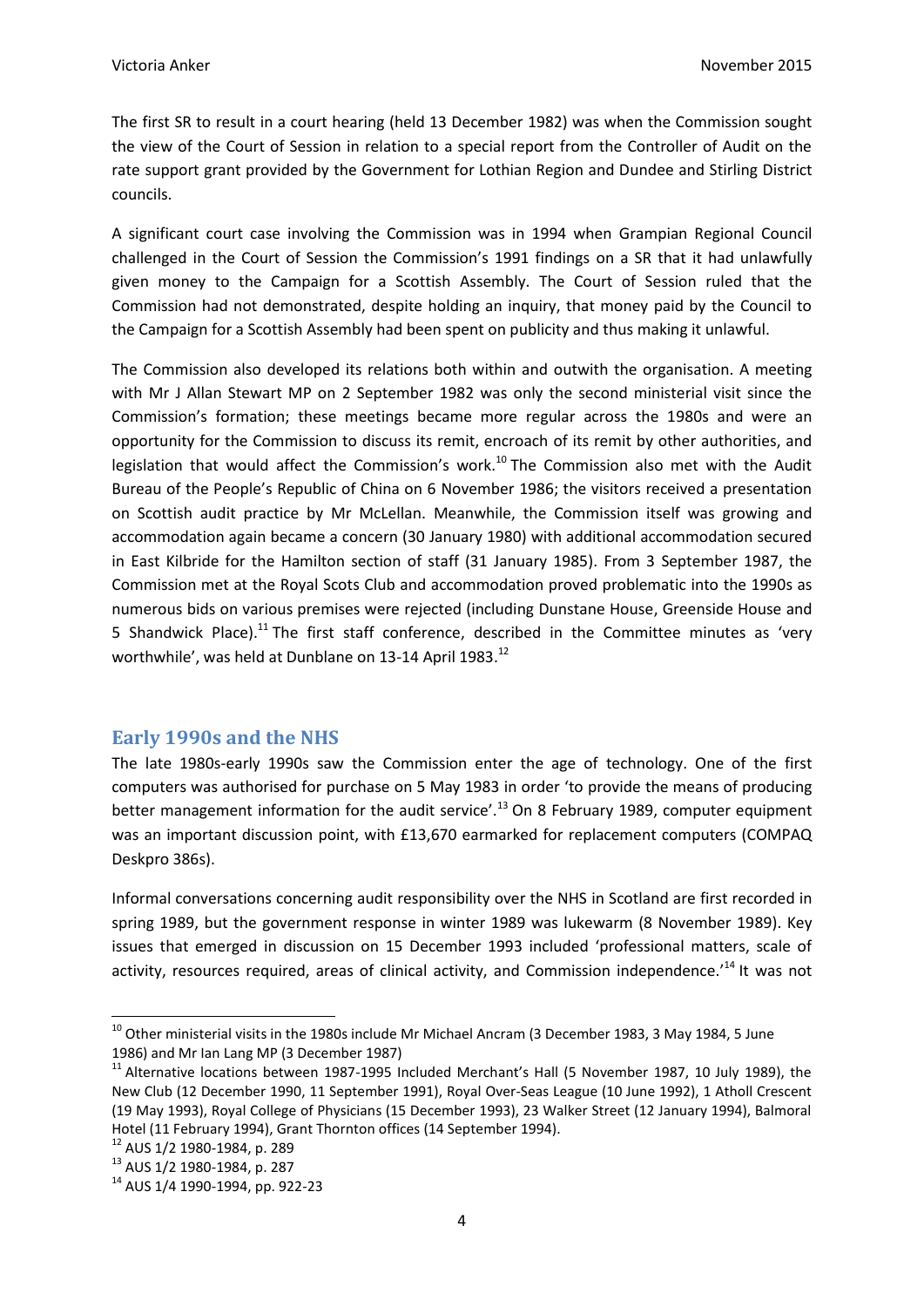The first SR to result in a court hearing (held 13 December 1982) was when the Commission sought the view of the Court of Session in relation to a special report from the Controller of Audit on the rate support grant provided by the Government for Lothian Region and Dundee and Stirling District councils.

A significant court case involving the Commission was in 1994 when Grampian Regional Council challenged in the Court of Session the Commission's 1991 findings on a SR that it had unlawfully given money to the Campaign for a Scottish Assembly. The Court of Session ruled that the Commission had not demonstrated, despite holding an inquiry, that money paid by the Council to the Campaign for a Scottish Assembly had been spent on publicity and thus making it unlawful.

The Commission also developed its relations both within and outwith the organisation. A meeting with Mr J Allan Stewart MP on 2 September 1982 was only the second ministerial visit since the Commission's formation; these meetings became more regular across the 1980s and were an opportunity for the Commission to discuss its remit, encroach of its remit by other authorities, and legislation that would affect the Commission's work.[10] The Commission also met with the Audit Bureau of the People's Republic of China on 6 November 1986; the visitors received a presentation on Scottish audit practice by Mr McLellan. Meanwhile, the Commission itself was growing and accommodation again became a concern (30 January 1980) with additional accommodation secured in East Kilbride for the Hamilton section of staff (31 January 1985). From 3 September 1987, the Commission met at the Royal Scots Club and accommodation proved problematic into the 1990s as numerous bids on various premises were rejected (including Dunstane House, Greenside House and 5 Shandwick Place).[11] The first staff conference, described in the Committee minutes as 'very worthwhile', was held at Dunblane on 13-14 April 1983.[12]

## Early 1990s and the NHS

The late 1980s-early 1990s saw the Commission enter the age of technology. One of the first computers was authorised for purchase on 5 May 1983 in order 'to provide the means of producing better management information for the audit service'.[13] On 8 February 1989, computer equipment was an important discussion point, with £13,670 earmarked for replacement computers (COMPAQ Deskpro 386s).

Informal conversations concerning audit responsibility over the NHS in Scotland are first recorded in spring 1989, but the government response in winter 1989 was lukewarm (8 November 1989). Key issues that emerged in discussion on 15 December 1993 included 'professional matters, scale of activity, resources required, areas of clinical activity, and Commission independence.'[14] It was not

---

[10] Other ministerial visits in the 1980s include Mr Michael Ancram (3 December 1983, 3 May 1984, 5 June 1986) and Mr Ian Lang MP (3 December 1987)

[11] Alternative locations between 1987-1995 Included Merchant's Hall (5 November 1987, 10 July 1989), the New Club (12 December 1990, 11 September 1991), Royal Over-Seas League (10 June 1992), 1 Atholl Crescent (19 May 1993), Royal College of Physicians (15 December 1993), 23 Walker Street (12 January 1994), Balmoral Hotel (11 February 1994), Grant Thornton offices (14 September 1994).

[12] AUS 1/2 1980-1984, p. 289

[13] AUS 1/2 1980-1984, p. 287

[14] AUS 1/4 1990-1994, pp. 922-23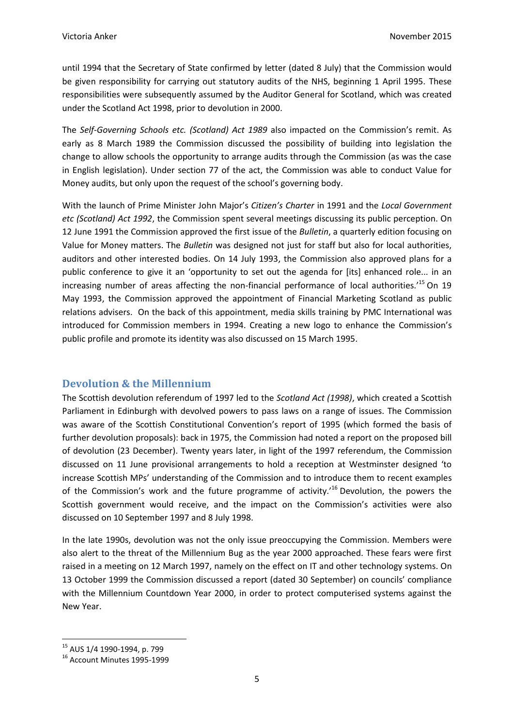until 1994 that the Secretary of State confirmed by letter (dated 8 July) that the Commission would be given responsibility for carrying out statutory audits of the NHS, beginning 1 April 1995. These responsibilities were subsequently assumed by the Auditor General for Scotland, which was created under the Scotland Act 1998, prior to devolution in 2000.

The *Self-Governing Schools etc. (Scotland) Act 1989* also impacted on the Commission's remit. As early as 8 March 1989 the Commission discussed the possibility of building into legislation the change to allow schools the opportunity to arrange audits through the Commission (as was the case in English legislation). Under section 77 of the act, the Commission was able to conduct Value for Money audits, but only upon the request of the school's governing body.

With the launch of Prime Minister John Major's *Citizen's Charter* in 1991 and the *Local Government etc (Scotland) Act 1992*, the Commission spent several meetings discussing its public perception. On 12 June 1991 the Commission approved the first issue of the *Bulletin*, a quarterly edition focusing on Value for Money matters. The *Bulletin* was designed not just for staff but also for local authorities, auditors and other interested bodies. On 14 July 1993, the Commission also approved plans for a public conference to give it an 'opportunity to set out the agenda for [its] enhanced role... in an increasing number of areas affecting the non-financial performance of local authorities.'[15] On 19 May 1993, the Commission approved the appointment of Financial Marketing Scotland as public relations advisers. On the back of this appointment, media skills training by PMC International was introduced for Commission members in 1994. Creating a new logo to enhance the Commission's public profile and promote its identity was also discussed on 15 March 1995.

## Devolution & the Millennium

The Scottish devolution referendum of 1997 led to the *Scotland Act (1998)*, which created a Scottish Parliament in Edinburgh with devolved powers to pass laws on a range of issues. The Commission was aware of the Scottish Constitutional Convention's report of 1995 (which formed the basis of further devolution proposals): back in 1975, the Commission had noted a report on the proposed bill of devolution (23 December). Twenty years later, in light of the 1997 referendum, the Commission discussed on 11 June provisional arrangements to hold a reception at Westminster designed 'to increase Scottish MPs' understanding of the Commission and to introduce them to recent examples of the Commission's work and the future programme of activity.'[16] Devolution, the powers the Scottish government would receive, and the impact on the Commission's activities were also discussed on 10 September 1997 and 8 July 1998.

In the late 1990s, devolution was not the only issue preoccupying the Commission. Members were also alert to the threat of the Millennium Bug as the year 2000 approached. These fears were first raised in a meeting on 12 March 1997, namely on the effect on IT and other technology systems. On 13 October 1999 the Commission discussed a report (dated 30 September) on councils' compliance with the Millennium Countdown Year 2000, in order to protect computerised systems against the New Year.

[15] AUS 1/4 1990-1994, p. 799

[16] Account Minutes 1995-1999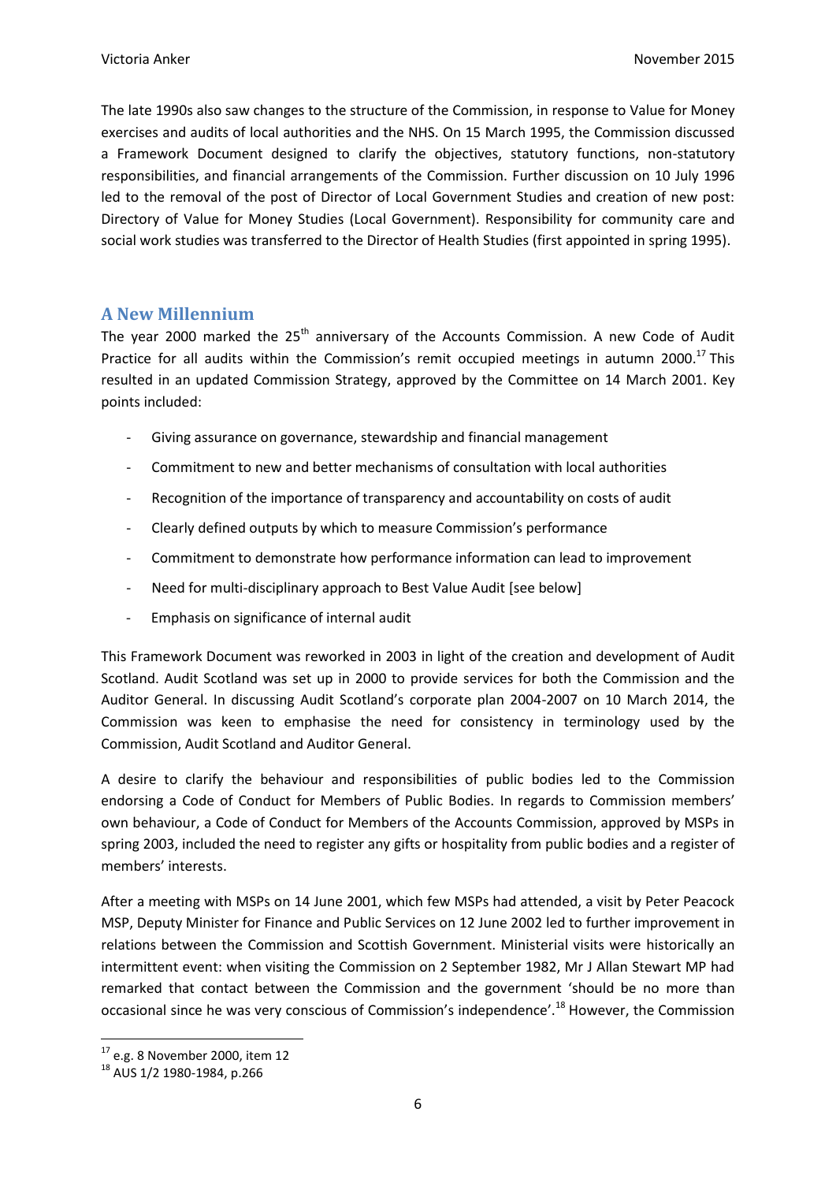The late 1990s also saw changes to the structure of the Commission, in response to Value for Money exercises and audits of local authorities and the NHS. On 15 March 1995, the Commission discussed a Framework Document designed to clarify the objectives, statutory functions, non-statutory responsibilities, and financial arrangements of the Commission. Further discussion on 10 July 1996 led to the removal of the post of Director of Local Government Studies and creation of new post: Directory of Value for Money Studies (Local Government). Responsibility for community care and social work studies was transferred to the Director of Health Studies (first appointed in spring 1995).

## A New Millennium

The year 2000 marked the 25th anniversary of the Accounts Commission. A new Code of Audit Practice for all audits within the Commission's remit occupied meetings in autumn 2000.[17] This resulted in an updated Commission Strategy, approved by the Committee on 14 March 2001. Key points included:

- Giving assurance on governance, stewardship and financial management
- Commitment to new and better mechanisms of consultation with local authorities
- Recognition of the importance of transparency and accountability on costs of audit
- Clearly defined outputs by which to measure Commission's performance
- Commitment to demonstrate how performance information can lead to improvement
- Need for multi-disciplinary approach to Best Value Audit [see below]
- Emphasis on significance of internal audit

This Framework Document was reworked in 2003 in light of the creation and development of Audit Scotland. Audit Scotland was set up in 2000 to provide services for both the Commission and the Auditor General. In discussing Audit Scotland's corporate plan 2004-2007 on 10 March 2014, the Commission was keen to emphasise the need for consistency in terminology used by the Commission, Audit Scotland and Auditor General.

A desire to clarify the behaviour and responsibilities of public bodies led to the Commission endorsing a Code of Conduct for Members of Public Bodies. In regards to Commission members' own behaviour, a Code of Conduct for Members of the Accounts Commission, approved by MSPs in spring 2003, included the need to register any gifts or hospitality from public bodies and a register of members' interests.

After a meeting with MSPs on 14 June 2001, which few MSPs had attended, a visit by Peter Peacock MSP, Deputy Minister for Finance and Public Services on 12 June 2002 led to further improvement in relations between the Commission and Scottish Government. Ministerial visits were historically an intermittent event: when visiting the Commission on 2 September 1982, Mr J Allan Stewart MP had remarked that contact between the Commission and the government 'should be no more than occasional since he was very conscious of Commission's independence'.[18] However, the Commission

[17] e.g. 8 November 2000, item 12

[18] AUS 1/2 1980-1984, p.266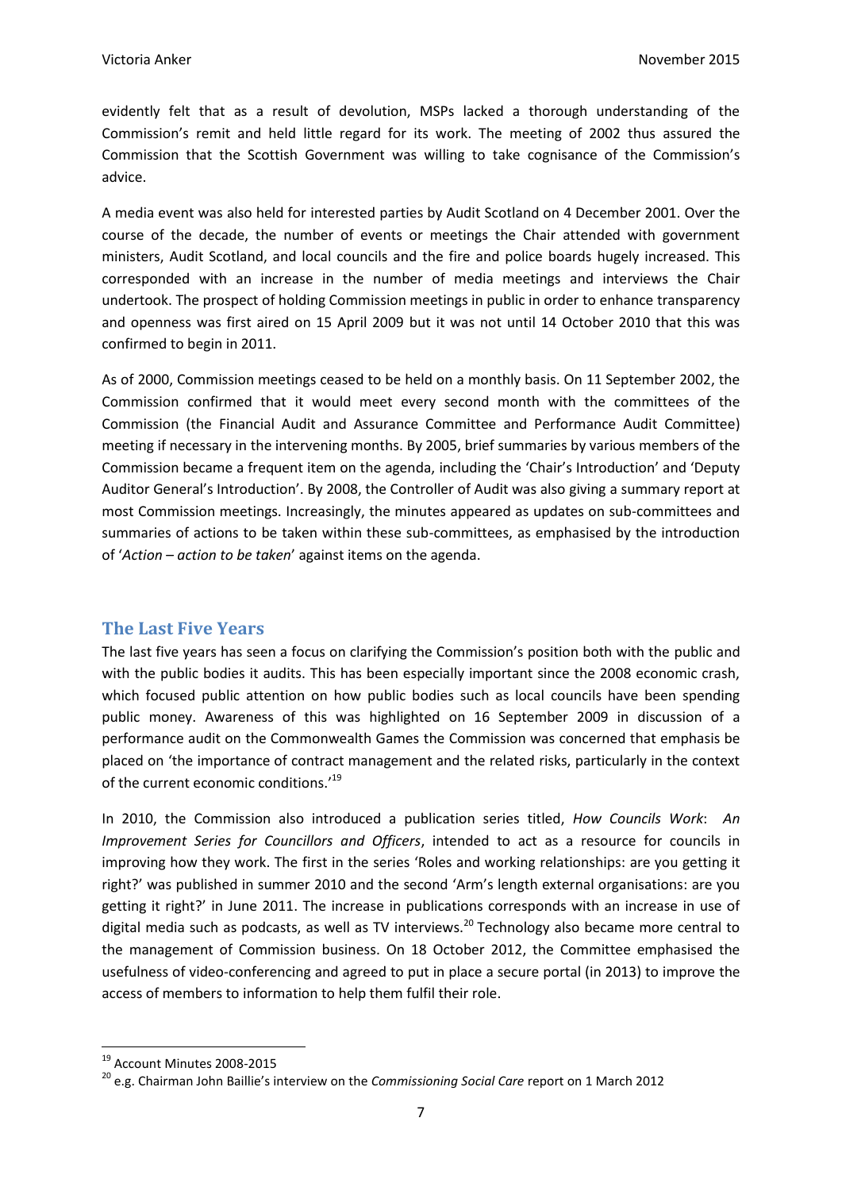evidently felt that as a result of devolution, MSPs lacked a thorough understanding of the Commission's remit and held little regard for its work. The meeting of 2002 thus assured the Commission that the Scottish Government was willing to take cognisance of the Commission's advice.

A media event was also held for interested parties by Audit Scotland on 4 December 2001. Over the course of the decade, the number of events or meetings the Chair attended with government ministers, Audit Scotland, and local councils and the fire and police boards hugely increased. This corresponded with an increase in the number of media meetings and interviews the Chair undertook. The prospect of holding Commission meetings in public in order to enhance transparency and openness was first aired on 15 April 2009 but it was not until 14 October 2010 that this was confirmed to begin in 2011.

As of 2000, Commission meetings ceased to be held on a monthly basis. On 11 September 2002, the Commission confirmed that it would meet every second month with the committees of the Commission (the Financial Audit and Assurance Committee and Performance Audit Committee) meeting if necessary in the intervening months. By 2005, brief summaries by various members of the Commission became a frequent item on the agenda, including the 'Chair's Introduction' and 'Deputy Auditor General's Introduction'. By 2008, the Controller of Audit was also giving a summary report at most Commission meetings. Increasingly, the minutes appeared as updates on sub-committees and summaries of actions to be taken within these sub-committees, as emphasised by the introduction of '*Action – action to be taken*' against items on the agenda.

## The Last Five Years

The last five years has seen a focus on clarifying the Commission's position both with the public and with the public bodies it audits. This has been especially important since the 2008 economic crash, which focused public attention on how public bodies such as local councils have been spending public money. Awareness of this was highlighted on 16 September 2009 in discussion of a performance audit on the Commonwealth Games the Commission was concerned that emphasis be placed on 'the importance of contract management and the related risks, particularly in the context of the current economic conditions.'[19]

In 2010, the Commission also introduced a publication series titled, *How Councils Work*: *An Improvement Series for Councillors and Officers*, intended to act as a resource for councils in improving how they work. The first in the series 'Roles and working relationships: are you getting it right?' was published in summer 2010 and the second 'Arm's length external organisations: are you getting it right?' in June 2011. The increase in publications corresponds with an increase in use of digital media such as podcasts, as well as TV interviews.[20] Technology also became more central to the management of Commission business. On 18 October 2012, the Committee emphasised the usefulness of video-conferencing and agreed to put in place a secure portal (in 2013) to improve the access of members to information to help them fulfil their role.

---

[19] Account Minutes 2008-2015

[20] e.g. Chairman John Baillie's interview on the *Commissioning Social Care* report on 1 March 2012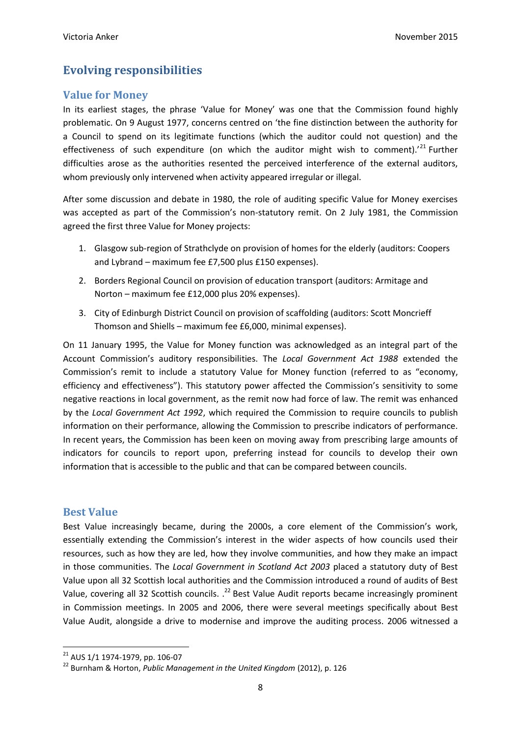## Evolving responsibilities

### Value for Money

In its earliest stages, the phrase 'Value for Money' was one that the Commission found highly problematic. On 9 August 1977, concerns centred on 'the fine distinction between the authority for a Council to spend on its legitimate functions (which the auditor could not question) and the effectiveness of such expenditure (on which the auditor might wish to comment).'[21] Further difficulties arose as the authorities resented the perceived interference of the external auditors, whom previously only intervened when activity appeared irregular or illegal.

After some discussion and debate in 1980, the role of auditing specific Value for Money exercises was accepted as part of the Commission's non-statutory remit. On 2 July 1981, the Commission agreed the first three Value for Money projects:

1. Glasgow sub-region of Strathclyde on provision of homes for the elderly (auditors: Coopers and Lybrand – maximum fee £7,500 plus £150 expenses).
2. Borders Regional Council on provision of education transport (auditors: Armitage and Norton – maximum fee £12,000 plus 20% expenses).
3. City of Edinburgh District Council on provision of scaffolding (auditors: Scott Moncrieff Thomson and Shiells – maximum fee £6,000, minimal expenses).

On 11 January 1995, the Value for Money function was acknowledged as an integral part of the Account Commission's auditory responsibilities. The *Local Government Act 1988* extended the Commission's remit to include a statutory Value for Money function (referred to as "economy, efficiency and effectiveness"). This statutory power affected the Commission's sensitivity to some negative reactions in local government, as the remit now had force of law. The remit was enhanced by the *Local Government Act 1992*, which required the Commission to require councils to publish information on their performance, allowing the Commission to prescribe indicators of performance. In recent years, the Commission has been keen on moving away from prescribing large amounts of indicators for councils to report upon, preferring instead for councils to develop their own information that is accessible to the public and that can be compared between councils.

### Best Value

Best Value increasingly became, during the 2000s, a core element of the Commission's work, essentially extending the Commission's interest in the wider aspects of how councils used their resources, such as how they are led, how they involve communities, and how they make an impact in those communities. The *Local Government in Scotland Act 2003* placed a statutory duty of Best Value upon all 32 Scottish local authorities and the Commission introduced a round of audits of Best Value, covering all 32 Scottish councils. .[22] Best Value Audit reports became increasingly prominent in Commission meetings. In 2005 and 2006, there were several meetings specifically about Best Value Audit, alongside a drive to modernise and improve the auditing process. 2006 witnessed a

---

[21] AUS 1/1 1974-1979, pp. 106-07

[22] Burnham & Horton, *Public Management in the United Kingdom* (2012), p. 126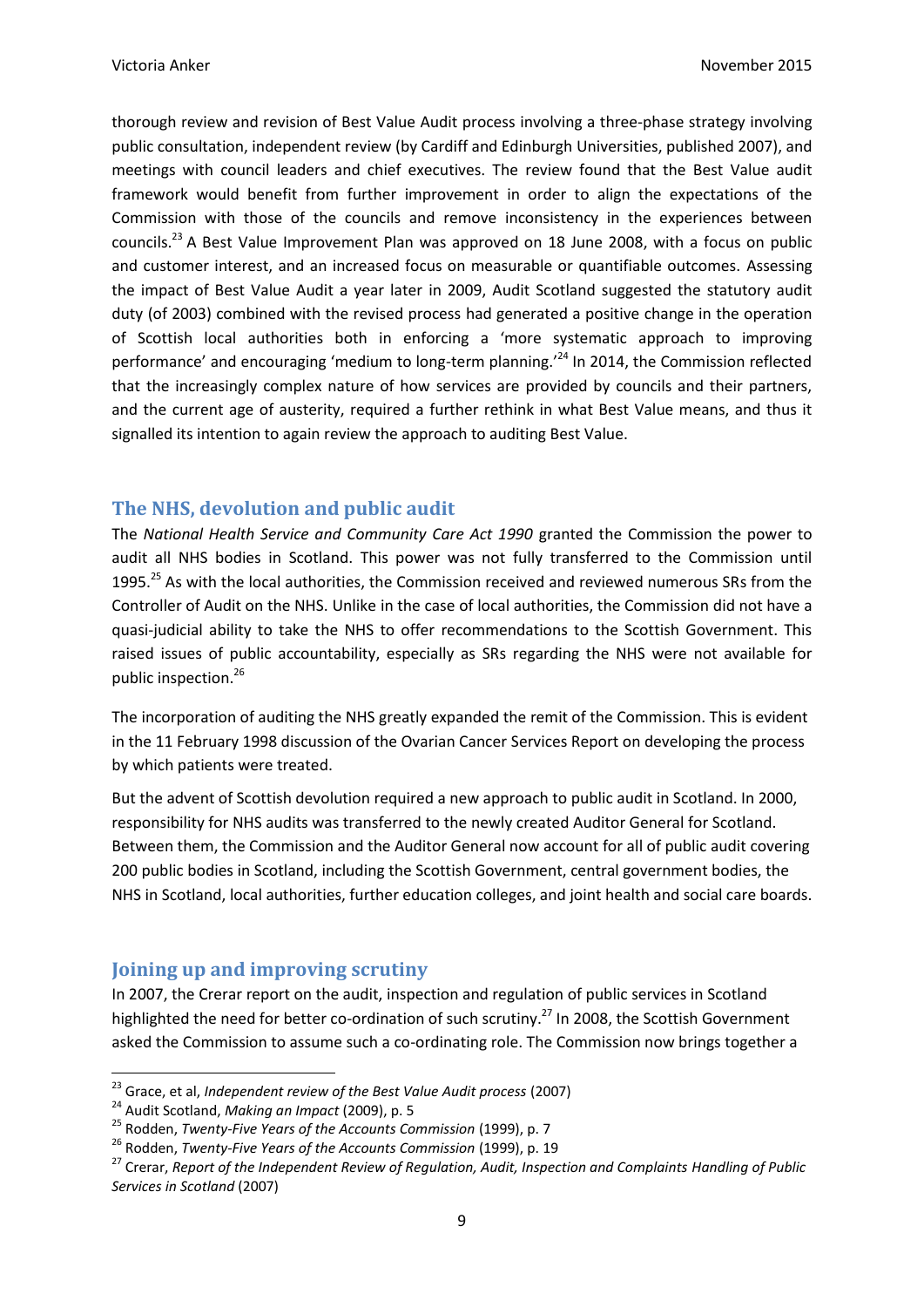thorough review and revision of Best Value Audit process involving a three-phase strategy involving public consultation, independent review (by Cardiff and Edinburgh Universities, published 2007), and meetings with council leaders and chief executives. The review found that the Best Value audit framework would benefit from further improvement in order to align the expectations of the Commission with those of the councils and remove inconsistency in the experiences between councils.[23] A Best Value Improvement Plan was approved on 18 June 2008, with a focus on public and customer interest, and an increased focus on measurable or quantifiable outcomes. Assessing the impact of Best Value Audit a year later in 2009, Audit Scotland suggested the statutory audit duty (of 2003) combined with the revised process had generated a positive change in the operation of Scottish local authorities both in enforcing a 'more systematic approach to improving performance' and encouraging 'medium to long-term planning.'[24] In 2014, the Commission reflected that the increasingly complex nature of how services are provided by councils and their partners, and the current age of austerity, required a further rethink in what Best Value means, and thus it signalled its intention to again review the approach to auditing Best Value.

## The NHS, devolution and public audit

The *National Health Service and Community Care Act 1990* granted the Commission the power to audit all NHS bodies in Scotland. This power was not fully transferred to the Commission until 1995.[25] As with the local authorities, the Commission received and reviewed numerous SRs from the Controller of Audit on the NHS. Unlike in the case of local authorities, the Commission did not have a quasi-judicial ability to take the NHS to offer recommendations to the Scottish Government. This raised issues of public accountability, especially as SRs regarding the NHS were not available for public inspection.[26]

The incorporation of auditing the NHS greatly expanded the remit of the Commission. This is evident in the 11 February 1998 discussion of the Ovarian Cancer Services Report on developing the process by which patients were treated.

But the advent of Scottish devolution required a new approach to public audit in Scotland. In 2000, responsibility for NHS audits was transferred to the newly created Auditor General for Scotland. Between them, the Commission and the Auditor General now account for all of public audit covering 200 public bodies in Scotland, including the Scottish Government, central government bodies, the NHS in Scotland, local authorities, further education colleges, and joint health and social care boards.

## Joining up and improving scrutiny

In 2007, the Crerar report on the audit, inspection and regulation of public services in Scotland highlighted the need for better co-ordination of such scrutiny.[27] In 2008, the Scottish Government asked the Commission to assume such a co-ordinating role. The Commission now brings together a

---

[23] Grace, et al, *Independent review of the Best Value Audit process* (2007)

[24] Audit Scotland, *Making an Impact* (2009), p. 5

[25] Rodden, *Twenty-Five Years of the Accounts Commission* (1999), p. 7

[26] Rodden, *Twenty-Five Years of the Accounts Commission* (1999), p. 19

[27] Crerar, *Report of the Independent Review of Regulation, Audit, Inspection and Complaints Handling of Public Services in Scotland* (2007)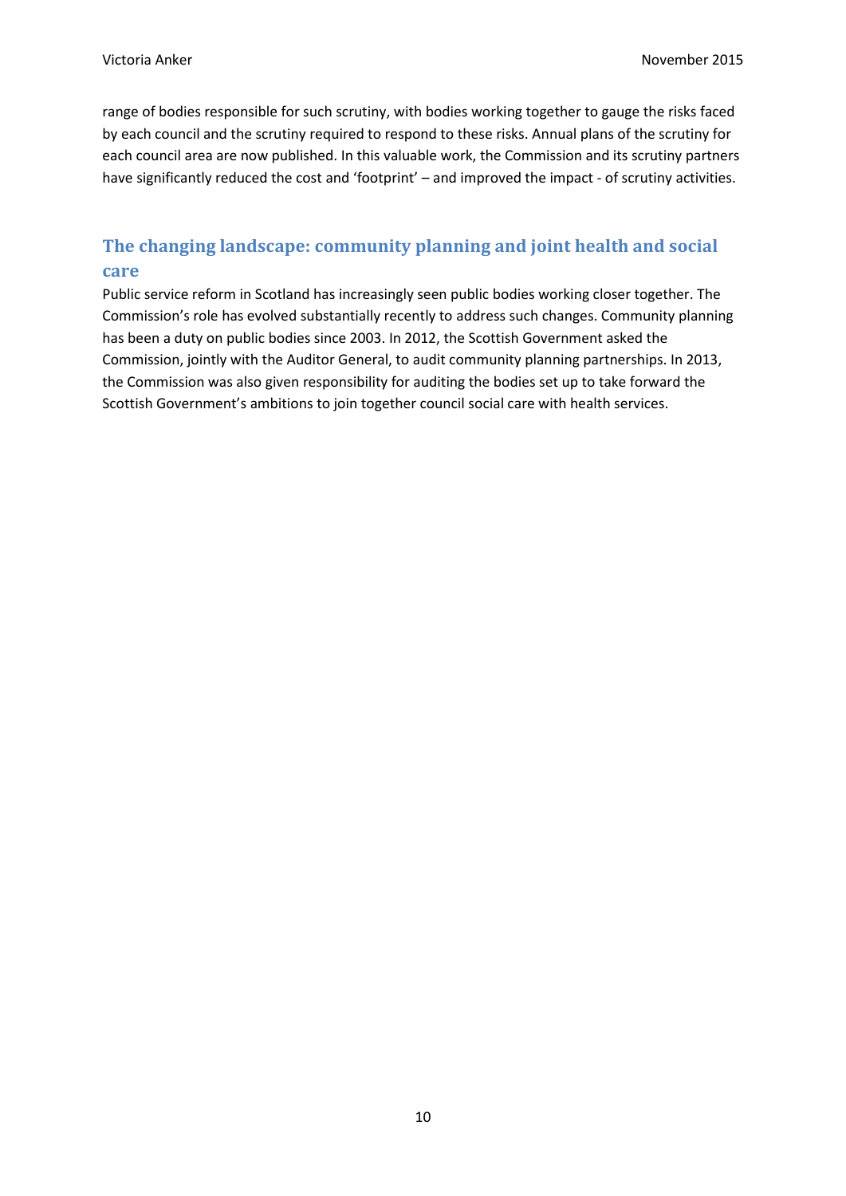range of bodies responsible for such scrutiny, with bodies working together to gauge the risks faced by each council and the scrutiny required to respond to these risks. Annual plans of the scrutiny for each council area are now published. In this valuable work, the Commission and its scrutiny partners have significantly reduced the cost and 'footprint' – and improved the impact - of scrutiny activities.

## The changing landscape: community planning and joint health and social care

Public service reform in Scotland has increasingly seen public bodies working closer together. The Commission's role has evolved substantially recently to address such changes. Community planning has been a duty on public bodies since 2003. In 2012, the Scottish Government asked the Commission, jointly with the Auditor General, to audit community planning partnerships. In 2013, the Commission was also given responsibility for auditing the bodies set up to take forward the Scottish Government's ambitions to join together council social care with health services.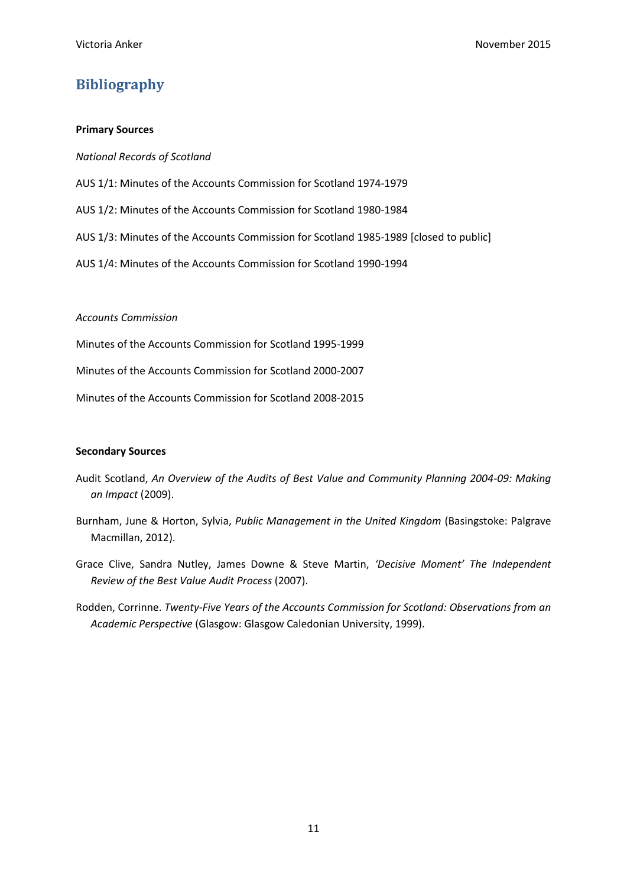## Bibliography

**Primary Sources**

*National Records of Scotland*

AUS 1/1: Minutes of the Accounts Commission for Scotland 1974-1979

AUS 1/2: Minutes of the Accounts Commission for Scotland 1980-1984

AUS 1/3: Minutes of the Accounts Commission for Scotland 1985-1989 [closed to public]

AUS 1/4: Minutes of the Accounts Commission for Scotland 1990-1994

*Accounts Commission*

Minutes of the Accounts Commission for Scotland 1995-1999

Minutes of the Accounts Commission for Scotland 2000-2007

Minutes of the Accounts Commission for Scotland 2008-2015

**Secondary Sources**

Audit Scotland, *An Overview of the Audits of Best Value and Community Planning 2004-09: Making an Impact* (2009).

Burnham, June & Horton, Sylvia, *Public Management in the United Kingdom* (Basingstoke: Palgrave Macmillan, 2012).

Grace Clive, Sandra Nutley, James Downe & Steve Martin, *'Decisive Moment' The Independent Review of the Best Value Audit Process* (2007).

Rodden, Corrinne. *Twenty-Five Years of the Accounts Commission for Scotland: Observations from an Academic Perspective* (Glasgow: Glasgow Caledonian University, 1999).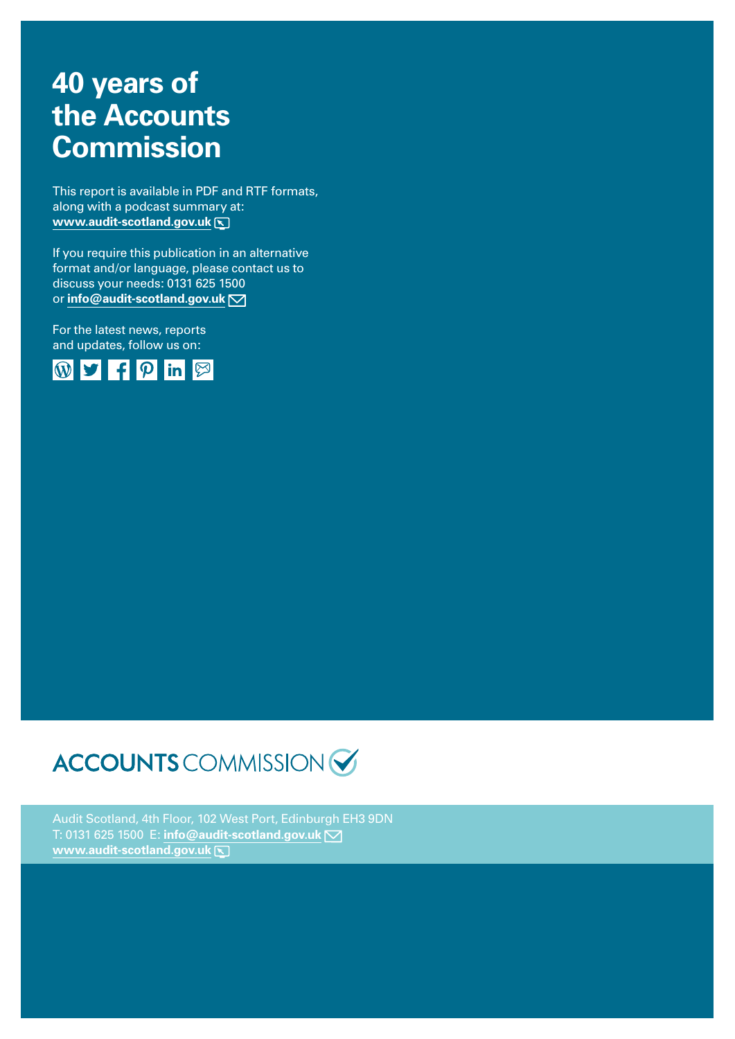# 40 years of the Accounts Commission

This report is available in PDF and RTF formats, along with a podcast summary at:
**www.audit-scotland.gov.uk**

If you require this publication in an alternative format and/or language, please contact us to discuss your needs: 0131 625 1500
or **info@audit-scotland.gov.uk**

For the latest news, reports and updates, follow us on:

**ACCOUNTS COMMISSION**

Audit Scotland, 4th Floor, 102 West Port, Edinburgh EH3 9DN
T: 0131 625 1500 E: **info@audit-scotland.gov.uk**
**www.audit-scotland.gov.uk**